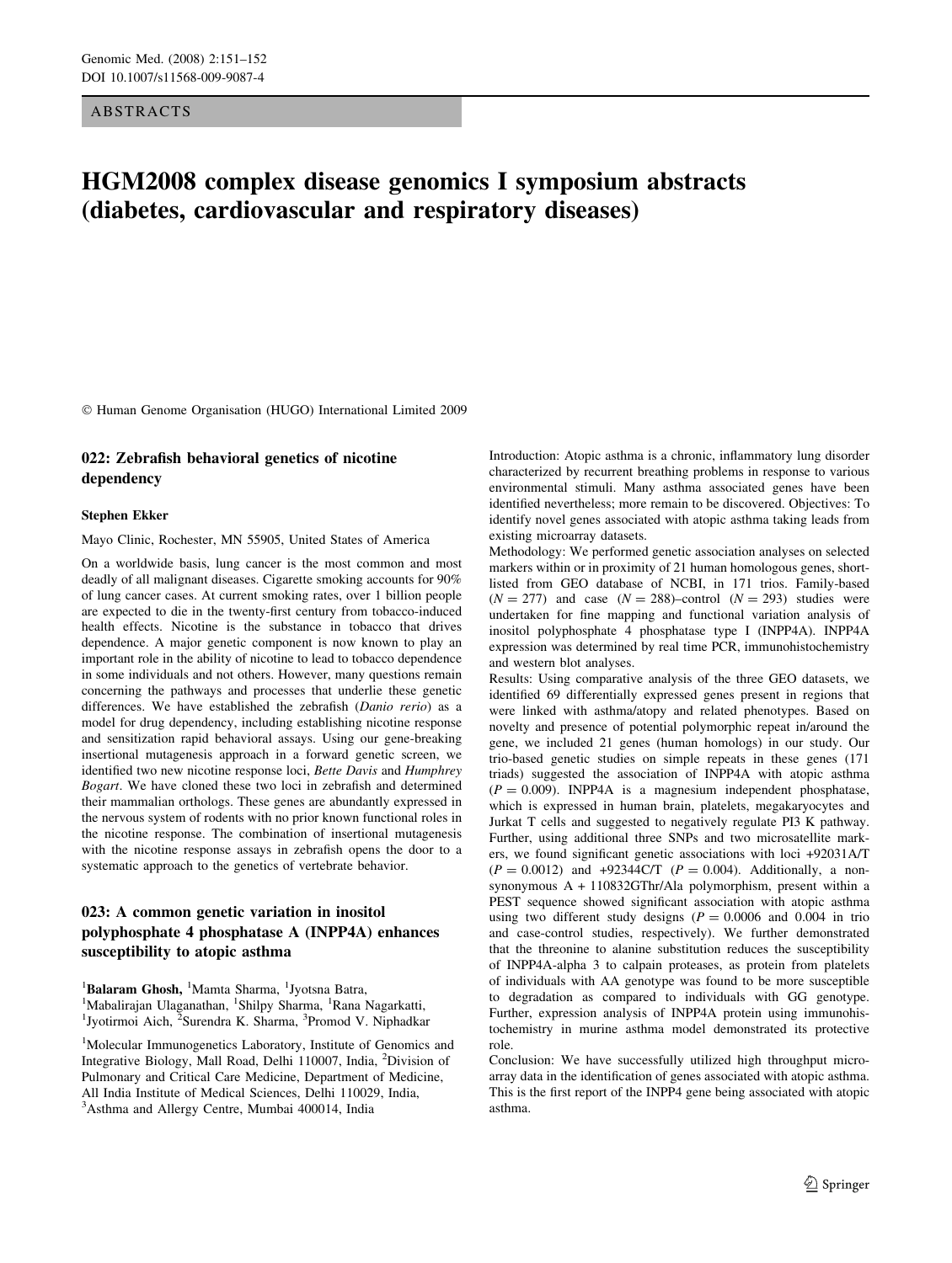ABSTRACTS

# HGM2008 complex disease genomics I symposium abstracts (diabetes, cardiovascular and respiratory diseases)

© Human Genome Organisation (HUGO) International Limited 2009

## 022: Zebrafish behavioral genetics of nicotine dependency

**Stephen Ekker**

Mayo Clinic, Rochester, MN 55905, United States of America

On a worldwide basis, lung cancer is the most common and most deadly of all malignant diseases. Cigarette smoking accounts for 90% of lung cancer cases. At current smoking rates, over 1 billion people are expected to die in the twenty-first century from tobacco-induced health effects. Nicotine is the substance in tobacco that drives dependence. A major genetic component is now known to play an important role in the ability of nicotine to lead to tobacco dependence in some individuals and not others. However, many questions remain concerning the pathways and processes that underlie these genetic differences. We have established the zebrafish (*Danio rerio*) as a model for drug dependency, including establishing nicotine response and sensitization rapid behavioral assays. Using our gene-breaking insertional mutagenesis approach in a forward genetic screen, we identified two new nicotine response loci, *Bette Davis* and *Humphrey Bogart*. We have cloned these two loci in zebrafish and determined their mammalian orthologs. These genes are abundantly expressed in the nervous system of rodents with no prior known functional roles in the nicotine response. The combination of insertional mutagenesis with the nicotine response assays in zebrafish opens the door to a systematic approach to the genetics of vertebrate behavior.

## 023: A common genetic variation in inositol polyphosphate 4 phosphatase A (INPP4A) enhances susceptibility to atopic asthma

[1]**Balaram Ghosh**, [1]Mamta Sharma, [1]Jyotsna Batra, [1]Mabalirajan Ulaganathan, [1]Shilpy Sharma, [1]Rana Nagarkatti, [1]Jyotirmoi Aich, [2]Surendra K. Sharma, [3]Promod V. Niphadkar

[1]Molecular Immunogenetics Laboratory, Institute of Genomics and Integrative Biology, Mall Road, Delhi 110007, India, [2]Division of Pulmonary and Critical Care Medicine, Department of Medicine, All India Institute of Medical Sciences, Delhi 110029, India, [3]Asthma and Allergy Centre, Mumbai 400014, India

Introduction: Atopic asthma is a chronic, inflammatory lung disorder characterized by recurrent breathing problems in response to various environmental stimuli. Many asthma associated genes have been identified nevertheless; more remain to be discovered. Objectives: To identify novel genes associated with atopic asthma taking leads from existing microarray datasets.

Methodology: We performed genetic association analyses on selected markers within or in proximity of 21 human homologous genes, short-listed from GEO database of NCBI, in 171 trios. Family-based ($N = 277$) and case ($N = 288$)–control ($N = 293$) studies were undertaken for fine mapping and functional variation analysis of inositol polyphosphate 4 phosphatase type I (INPP4A). INPP4A expression was determined by real time PCR, immunohistochemistry and western blot analyses.

Results: Using comparative analysis of the three GEO datasets, we identified 69 differentially expressed genes present in regions that were linked with asthma/atopy and related phenotypes. Based on novelty and presence of potential polymorphic repeat in/around the gene, we included 21 genes (human homologs) in our study. Our trio-based genetic studies on simple repeats in these genes (171 triads) suggested the association of INPP4A with atopic asthma ($P = 0.009$). INPP4A is a magnesium independent phosphatase, which is expressed in human brain, platelets, megakaryocytes and Jurkat T cells and suggested to negatively regulate PI3 K pathway. Further, using additional three SNPs and two microsatellite markers, we found significant genetic associations with loci +92031A/T ($P = 0.0012$) and +92344C/T ($P = 0.004$). Additionally, a non-synonymous A + 110832GThr/Ala polymorphism, present within a PEST sequence showed significant association with atopic asthma using two different study designs ($P = 0.0006$ and 0.004 in trio and case-control studies, respectively). We further demonstrated that the threonine to alanine substitution reduces the susceptibility of INPP4A-alpha 3 to calpain proteases, as protein from platelets of individuals with AA genotype was found to be more susceptible to degradation as compared to individuals with GG genotype. Further, expression analysis of INPP4A protein using immunohistochemistry in murine asthma model demonstrated its protective role.

Conclusion: We have successfully utilized high throughput microarray data in the identification of genes associated with atopic asthma. This is the first report of the INPP4 gene being associated with atopic asthma.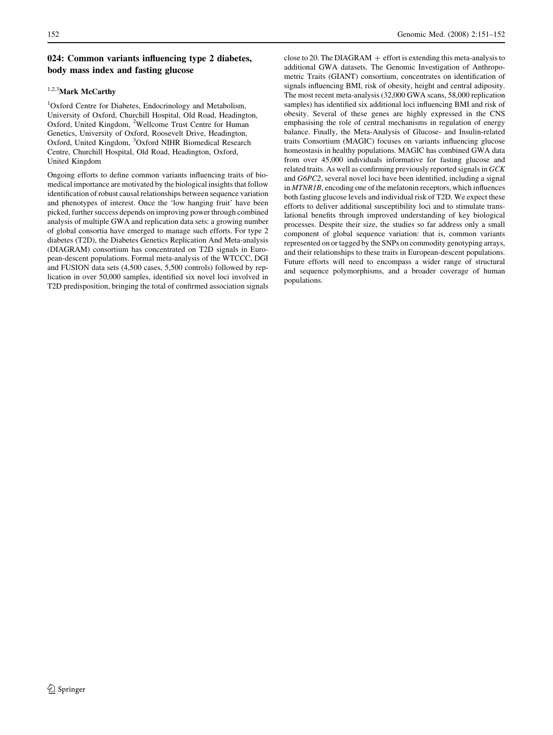## 024: Common variants influencing type 2 diabetes, body mass index and fasting glucose

[1,2,3]**Mark McCarthy**

[1]Oxford Centre for Diabetes, Endocrinology and Metabolism, University of Oxford, Churchill Hospital, Old Road, Headington, Oxford, United Kingdom, [2]Wellcome Trust Centre for Human Genetics, University of Oxford, Roosevelt Drive, Headington, Oxford, United Kingdom, [3]Oxford NIHR Biomedical Research Centre, Churchill Hospital, Old Road, Headington, Oxford, United Kingdom

Ongoing efforts to define common variants influencing traits of biomedical importance are motivated by the biological insights that follow identification of robust causal relationships between sequence variation and phenotypes of interest. Once the 'low hanging fruit' have been picked, further success depends on improving power through combined analysis of multiple GWA and replication data sets: a growing number of global consortia have emerged to manage such efforts. For type 2 diabetes (T2D), the Diabetes Genetics Replication And Meta-analysis (DIAGRAM) consortium has concentrated on T2D signals in European-descent populations. Formal meta-analysis of the WTCCC, DGI and FUSION data sets (4,500 cases, 5,500 controls) followed by replication in over 50,000 samples, identified six novel loci involved in T2D predisposition, bringing the total of confirmed association signals close to 20. The DIAGRAM + effort is extending this meta-analysis to additional GWA datasets. The Genomic Investigation of Anthropometric Traits (GIANT) consortium, concentrates on identification of signals influencing BMI, risk of obesity, height and central adiposity. The most recent meta-analysis (32,000 GWA scans, 58,000 replication samples) has identified six additional loci influencing BMI and risk of obesity. Several of these genes are highly expressed in the CNS emphasising the role of central mechanisms in regulation of energy balance. Finally, the Meta-Analysis of Glucose- and Insulin-related traits Consortium (MAGIC) focuses on variants influencing glucose homeostasis in healthy populations. MAGIC has combined GWA data from over 45,000 individuals informative for fasting glucose and related traits. As well as confirming previously reported signals in *GCK* and *G6PC2*, several novel loci have been identified, including a signal in *MTNR1B*, encoding one of the melatonin receptors, which influences both fasting glucose levels and individual risk of T2D. We expect these efforts to deliver additional susceptibility loci and to stimulate translational benefits through improved understanding of key biological processes. Despite their size, the studies so far address only a small component of global sequence variation: that is, common variants represented on or tagged by the SNPs on commodity genotyping arrays, and their relationships to these traits in European-descent populations. Future efforts will need to encompass a wider range of structural and sequence polymorphisms, and a broader coverage of human populations.